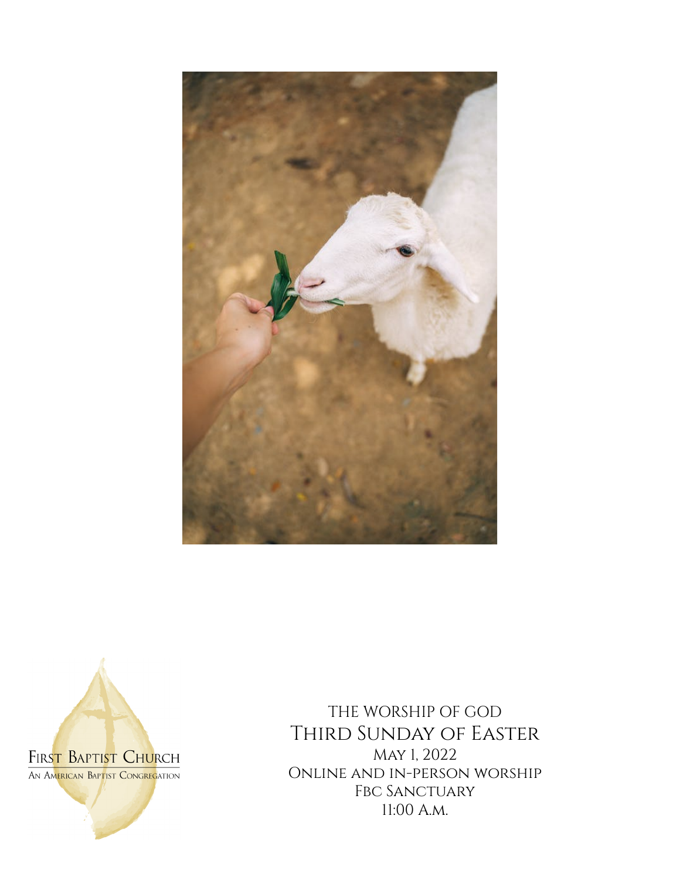First Baptist Church

An American Baptist Congregation

The Worship of God

# Third Sunday of Easter

May 1, 2022

Online and in-person worship

FBC Sanctuary

11:00 A.M.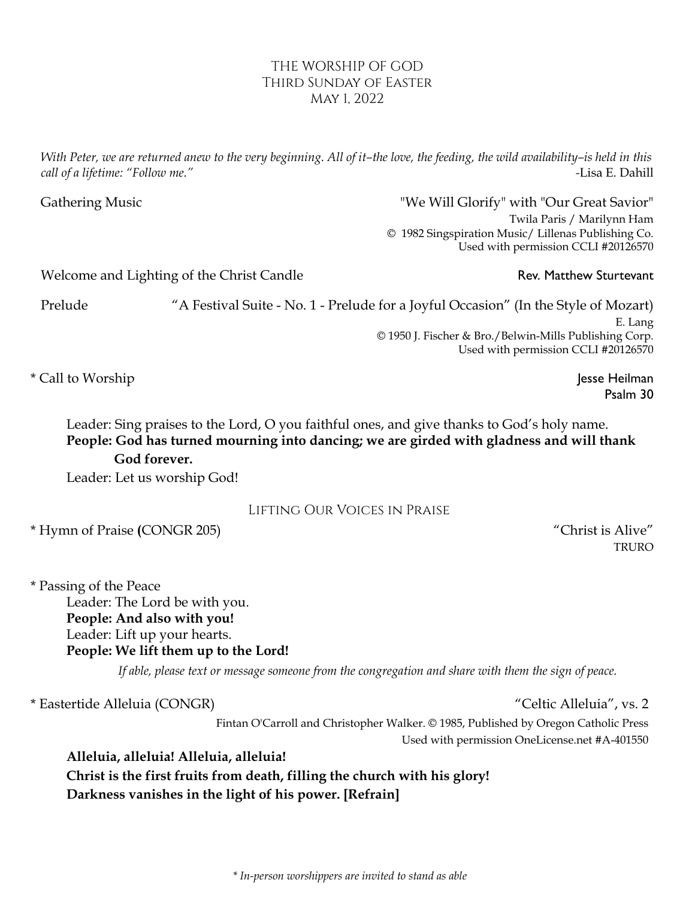# The Worship of God
## Third Sunday of Easter
## May 1, 2022

*With Peter, we are returned anew to the very beginning. All of it–the love, the feeding, the wild availability–is held in this call of a lifetime: "Follow me."* -Lisa E. Dahill

Gathering Music "We Will Glorify" with "Our Great Savior"
Twila Paris / Marilynn Ham
© 1982 Singspiration Music/ Lillenas Publishing Co.
Used with permission CCLI #20126570

Welcome and Lighting of the Christ Candle Rev. Matthew Sturtevant

Prelude "A Festival Suite - No. 1 - Prelude for a Joyful Occasion" (In the Style of Mozart)
E. Lang
© 1950 J. Fischer & Bro./Belwin-Mills Publishing Corp.
Used with permission CCLI #20126570

\* Call to Worship Jesse Heilman
Psalm 30

Leader: Sing praises to the Lord, O you faithful ones, and give thanks to God's holy name.
**People: God has turned mourning into dancing; we are girded with gladness and will thank God forever.**
Leader: Let us worship God!

### Lifting Our Voices in Praise

\* Hymn of Praise **(**CONGR 205) "Christ is Alive"
TRURO

\* Passing of the Peace
Leader: The Lord be with you.
**People: And also with you!**
Leader: Lift up your hearts.
**People: We lift them up to the Lord!**

*If able, please text or message someone from the congregation and share with them the sign of peace.*

\* Eastertide Alleluia (CONGR) "Celtic Alleluia", vs. 2
Fintan O'Carroll and Christopher Walker. © 1985, Published by Oregon Catholic Press
Used with permission OneLicense.net #A-401550

**Alleluia, alleluia! Alleluia, alleluia!**
**Christ is the first fruits from death, filling the church with his glory!**
**Darkness vanishes in the light of his power. [Refrain]**

*\* In-person worshippers are invited to stand as able*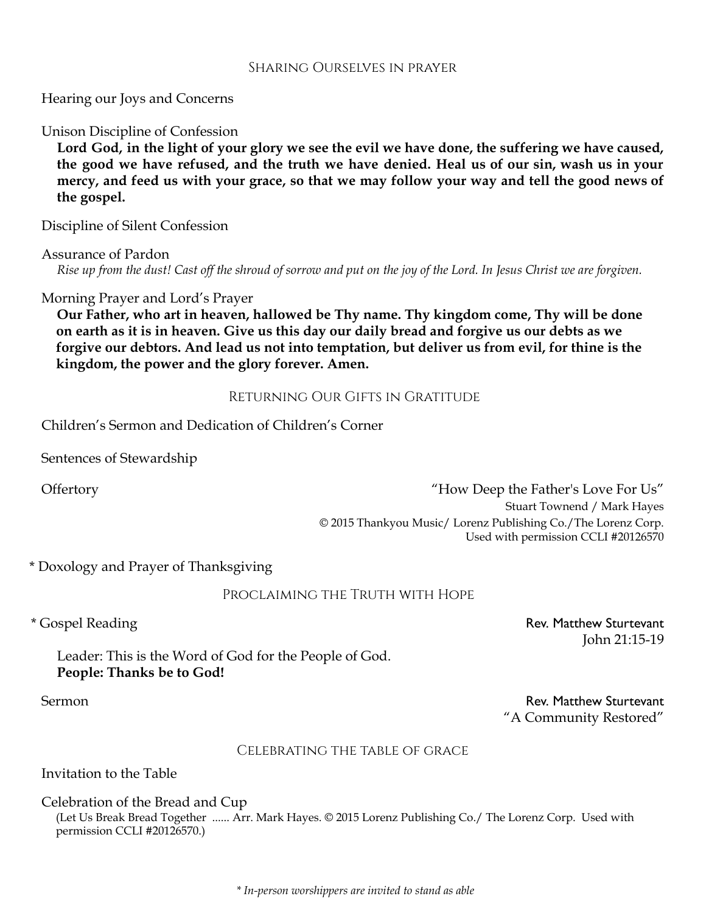## Sharing Ourselves in prayer

Hearing our Joys and Concerns

Unison Discipline of Confession

**Lord God, in the light of your glory we see the evil we have done, the suffering we have caused, the good we have refused, and the truth we have denied. Heal us of our sin, wash us in your mercy, and feed us with your grace, so that we may follow your way and tell the good news of the gospel.**

Discipline of Silent Confession

Assurance of Pardon

*Rise up from the dust! Cast off the shroud of sorrow and put on the joy of the Lord. In Jesus Christ we are forgiven.*

Morning Prayer and Lord's Prayer

**Our Father, who art in heaven, hallowed be Thy name. Thy kingdom come, Thy will be done on earth as it is in heaven. Give us this day our daily bread and forgive us our debts as we forgive our debtors. And lead us not into temptation, but deliver us from evil, for thine is the kingdom, the power and the glory forever. Amen.**

## Returning Our Gifts in Gratitude

Children's Sermon and Dedication of Children's Corner

Sentences of Stewardship

Offertory — "How Deep the Father's Love For Us"
Stuart Townend / Mark Hayes
© 2015 Thankyou Music/ Lorenz Publishing Co./The Lorenz Corp.
Used with permission CCLI #20126570

\* Doxology and Prayer of Thanksgiving

## Proclaiming the Truth with Hope

\* Gospel Reading — Rev. Matthew Sturtevant
John 21:15-19

Leader: This is the Word of God for the People of God.
**People: Thanks be to God!**

Sermon — Rev. Matthew Sturtevant
"A Community Restored"

## Celebrating the table of grace

Invitation to the Table

Celebration of the Bread and Cup

(Let Us Break Bread Together ...... Arr. Mark Hayes. © 2015 Lorenz Publishing Co./ The Lorenz Corp. Used with permission CCLI #20126570.)

*\* In-person worshippers are invited to stand as able*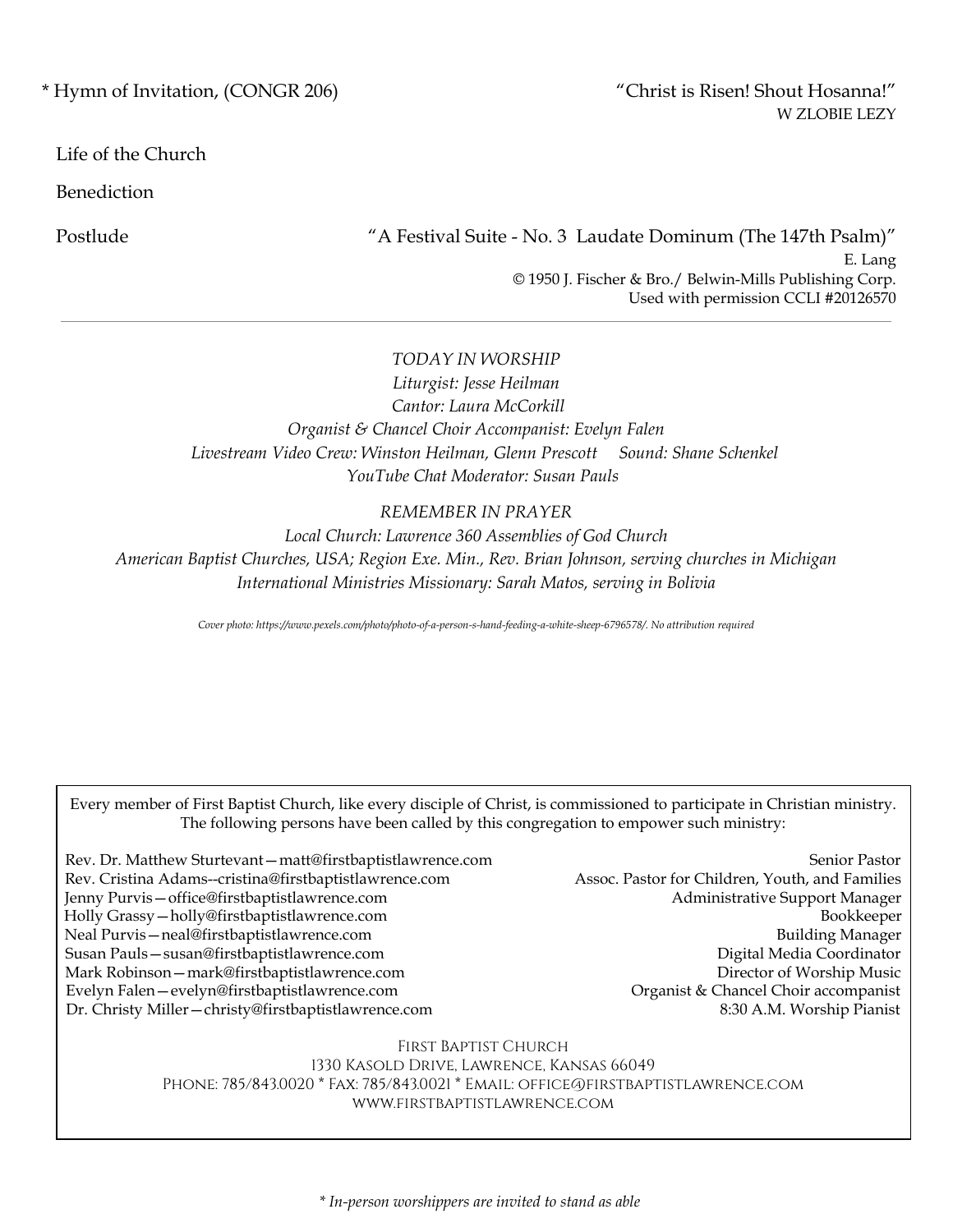\* Hymn of Invitation, (CONGR 206) "Christ is Risen! Shout Hosanna!"
W ZLOBIE LEZY

Life of the Church

Benediction

Postlude "A Festival Suite - No. 3 Laudate Dominum (The 147th Psalm)"
E. Lang
© 1950 J. Fischer & Bro./ Belwin-Mills Publishing Corp.
Used with permission CCLI #20126570

---

*TODAY IN WORSHIP*
*Liturgist: Jesse Heilman*
*Cantor: Laura McCorkill*
*Organist & Chancel Choir Accompanist: Evelyn Falen*
*Livestream Video Crew: Winston Heilman, Glenn Prescott Sound: Shane Schenkel*
*YouTube Chat Moderator: Susan Pauls*

*REMEMBER IN PRAYER*
*Local Church: Lawrence 360 Assemblies of God Church*
*American Baptist Churches, USA; Region Exe. Min., Rev. Brian Johnson, serving churches in Michigan*
*International Ministries Missionary: Sarah Matos, serving in Bolivia*

*Cover photo: https://www.pexels.com/photo/photo-of-a-person-s-hand-feeding-a-white-sheep-6796578/. No attribution required*

Every member of First Baptist Church, like every disciple of Christ, is commissioned to participate in Christian ministry. The following persons have been called by this congregation to empower such ministry:

| | |
|---|---|
| Rev. Dr. Matthew Sturtevant—matt@firstbaptistlawrence.com | Senior Pastor |
| Rev. Cristina Adams--cristina@firstbaptistlawrence.com | Assoc. Pastor for Children, Youth, and Families |
| Jenny Purvis—office@firstbaptistlawrence.com | Administrative Support Manager |
| Holly Grassy—holly@firstbaptistlawrence.com | Bookkeeper |
| Neal Purvis—neal@firstbaptistlawrence.com | Building Manager |
| Susan Pauls—susan@firstbaptistlawrence.com | Digital Media Coordinator |
| Mark Robinson—mark@firstbaptistlawrence.com | Director of Worship Music |
| Evelyn Falen—evelyn@firstbaptistlawrence.com | Organist & Chancel Choir accompanist |
| Dr. Christy Miller—christy@firstbaptistlawrence.com | 8:30 A.M. Worship Pianist |

First Baptist Church
1330 Kasold Drive, Lawrence, Kansas 66049
Phone: 785/843.0020 * Fax: 785/843.0021 * Email: office@firstbaptistlawrence.com
www.firstbaptistlawrence.com

*\* In-person worshippers are invited to stand as able*